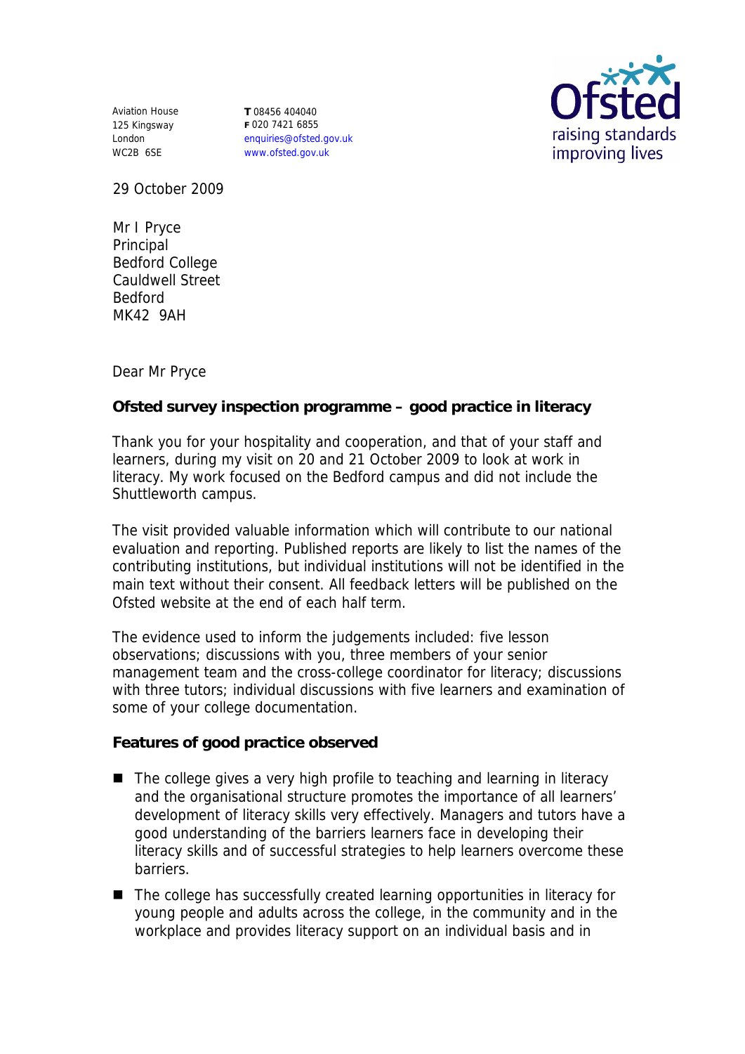Aviation House
125 Kingsway
London
WC2B 6SE

**T** 08456 404040
**F** 020 7421 6855
enquiries@ofsted.gov.uk
www.ofsted.gov.uk

29 October 2009

Mr I Pryce
Principal
Bedford College
Cauldwell Street
Bedford
MK42 9AH

Dear Mr Pryce

**Ofsted survey inspection programme – good practice in literacy**

Thank you for your hospitality and cooperation, and that of your staff and learners, during my visit on 20 and 21 October 2009 to look at work in literacy. My work focused on the Bedford campus and did not include the Shuttleworth campus.

The visit provided valuable information which will contribute to our national evaluation and reporting. Published reports are likely to list the names of the contributing institutions, but individual institutions will not be identified in the main text without their consent. All feedback letters will be published on the Ofsted website at the end of each half term.

The evidence used to inform the judgements included: five lesson observations; discussions with you, three members of your senior management team and the cross-college coordinator for literacy; discussions with three tutors; individual discussions with five learners and examination of some of your college documentation.

**Features of good practice observed**

- The college gives a very high profile to teaching and learning in literacy and the organisational structure promotes the importance of all learners' development of literacy skills very effectively. Managers and tutors have a good understanding of the barriers learners face in developing their literacy skills and of successful strategies to help learners overcome these barriers.
- The college has successfully created learning opportunities in literacy for young people and adults across the college, in the community and in the workplace and provides literacy support on an individual basis and in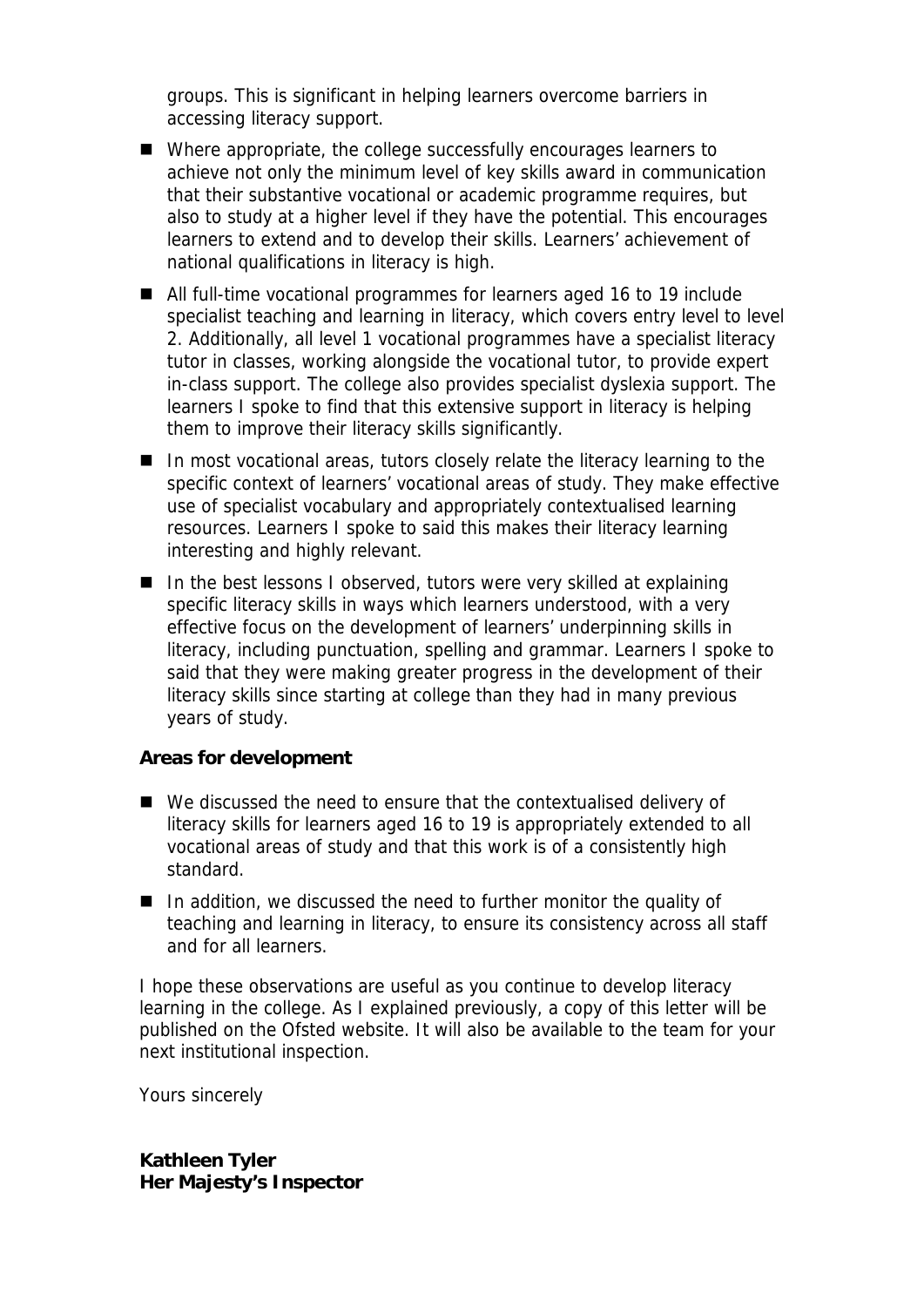groups. This is significant in helping learners overcome barriers in accessing literacy support.

- Where appropriate, the college successfully encourages learners to achieve not only the minimum level of key skills award in communication that their substantive vocational or academic programme requires, but also to study at a higher level if they have the potential. This encourages learners to extend and to develop their skills. Learners' achievement of national qualifications in literacy is high.
- All full-time vocational programmes for learners aged 16 to 19 include specialist teaching and learning in literacy, which covers entry level to level 2. Additionally, all level 1 vocational programmes have a specialist literacy tutor in classes, working alongside the vocational tutor, to provide expert in-class support. The college also provides specialist dyslexia support. The learners I spoke to find that this extensive support in literacy is helping them to improve their literacy skills significantly.
- In most vocational areas, tutors closely relate the literacy learning to the specific context of learners' vocational areas of study. They make effective use of specialist vocabulary and appropriately contextualised learning resources. Learners I spoke to said this makes their literacy learning interesting and highly relevant.
- In the best lessons I observed, tutors were very skilled at explaining specific literacy skills in ways which learners understood, with a very effective focus on the development of learners' underpinning skills in literacy, including punctuation, spelling and grammar. Learners I spoke to said that they were making greater progress in the development of their literacy skills since starting at college than they had in many previous years of study.

**Areas for development**

- We discussed the need to ensure that the contextualised delivery of literacy skills for learners aged 16 to 19 is appropriately extended to all vocational areas of study and that this work is of a consistently high standard.
- In addition, we discussed the need to further monitor the quality of teaching and learning in literacy, to ensure its consistency across all staff and for all learners.

I hope these observations are useful as you continue to develop literacy learning in the college. As I explained previously, a copy of this letter will be published on the Ofsted website. It will also be available to the team for your next institutional inspection.

Yours sincerely

**Kathleen Tyler**
**Her Majesty's Inspector**